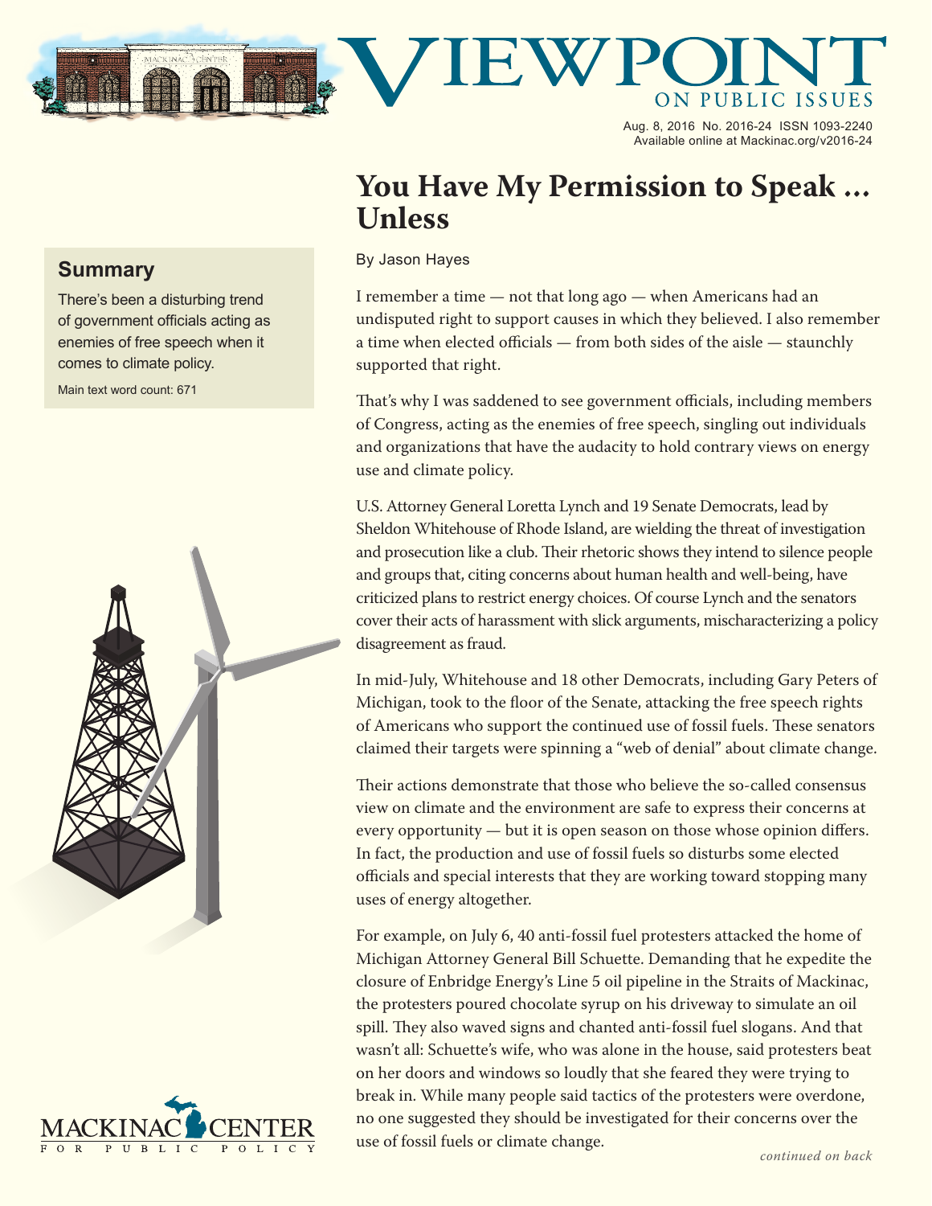# Viewpoint on Public Issues

Aug. 8, 2016 No. 2016-24 ISSN 1093-2240
Available online at Mackinac.org/v2016-24

## Summary

There's been a disturbing trend of government officials acting as enemies of free speech when it comes to climate policy.

Main text word count: 671

# You Have My Permission to Speak ... Unless

By Jason Hayes

I remember a time — not that long ago — when Americans had an undisputed right to support causes in which they believed. I also remember a time when elected officials — from both sides of the aisle — staunchly supported that right.

That's why I was saddened to see government officials, including members of Congress, acting as the enemies of free speech, singling out individuals and organizations that have the audacity to hold contrary views on energy use and climate policy.

U.S. Attorney General Loretta Lynch and 19 Senate Democrats, lead by Sheldon Whitehouse of Rhode Island, are wielding the threat of investigation and prosecution like a club. Their rhetoric shows they intend to silence people and groups that, citing concerns about human health and well-being, have criticized plans to restrict energy choices. Of course Lynch and the senators cover their acts of harassment with slick arguments, mischaracterizing a policy disagreement as fraud.

In mid-July, Whitehouse and 18 other Democrats, including Gary Peters of Michigan, took to the floor of the Senate, attacking the free speech rights of Americans who support the continued use of fossil fuels. These senators claimed their targets were spinning a "web of denial" about climate change.

Their actions demonstrate that those who believe the so-called consensus view on climate and the environment are safe to express their concerns at every opportunity — but it is open season on those whose opinion differs. In fact, the production and use of fossil fuels so disturbs some elected officials and special interests that they are working toward stopping many uses of energy altogether.

For example, on July 6, 40 anti-fossil fuel protesters attacked the home of Michigan Attorney General Bill Schuette. Demanding that he expedite the closure of Enbridge Energy's Line 5 oil pipeline in the Straits of Mackinac, the protesters poured chocolate syrup on his driveway to simulate an oil spill. They also waved signs and chanted anti-fossil fuel slogans. And that wasn't all: Schuette's wife, who was alone in the house, said protesters beat on her doors and windows so loudly that she feared they were trying to break in. While many people said tactics of the protesters were overdone, no one suggested they should be investigated for their concerns over the use of fossil fuels or climate change.

*continued on back*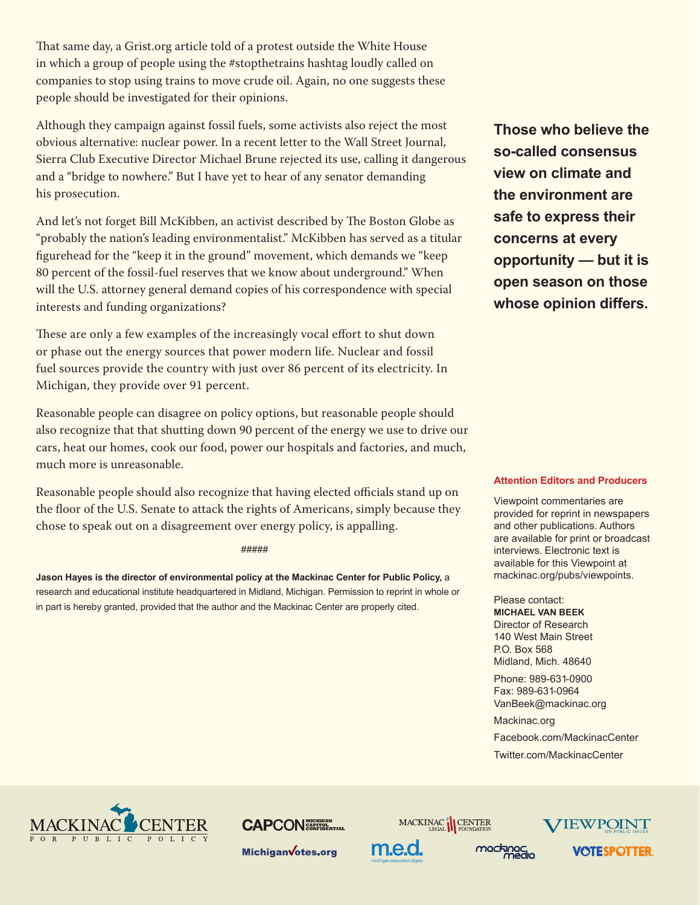That same day, a Grist.org article told of a protest outside the White House in which a group of people using the #stopthetrains hashtag loudly called on companies to stop using trains to move crude oil. Again, no one suggests these people should be investigated for their opinions.

Although they campaign against fossil fuels, some activists also reject the most obvious alternative: nuclear power. In a recent letter to the Wall Street Journal, Sierra Club Executive Director Michael Brune rejected its use, calling it dangerous and a "bridge to nowhere." But I have yet to hear of any senator demanding his prosecution.

And let's not forget Bill McKibben, an activist described by The Boston Globe as "probably the nation's leading environmentalist." McKibben has served as a titular figurehead for the "keep it in the ground" movement, which demands we "keep 80 percent of the fossil-fuel reserves that we know about underground." When will the U.S. attorney general demand copies of his correspondence with special interests and funding organizations?

**Those who believe the so-called consensus view on climate and the environment are safe to express their concerns at every opportunity — but it is open season on those whose opinion differs.**

These are only a few examples of the increasingly vocal effort to shut down or phase out the energy sources that power modern life. Nuclear and fossil fuel sources provide the country with just over 86 percent of its electricity. In Michigan, they provide over 91 percent.

Reasonable people can disagree on policy options, but reasonable people should also recognize that that shutting down 90 percent of the energy we use to drive our cars, heat our homes, cook our food, power our hospitals and factories, and much, much more is unreasonable.

Reasonable people should also recognize that having elected officials stand up on the floor of the U.S. Senate to attack the rights of Americans, simply because they chose to speak out on a disagreement over energy policy, is appalling.

#####

**Jason Hayes is the director of environmental policy at the Mackinac Center for Public Policy,** a research and educational institute headquartered in Midland, Michigan. Permission to reprint in whole or in part is hereby granted, provided that the author and the Mackinac Center are properly cited.

**Attention Editors and Producers**

Viewpoint commentaries are provided for reprint in newspapers and other publications. Authors are available for print or broadcast interviews. Electronic text is available for this Viewpoint at mackinac.org/pubs/viewpoints.

Please contact:
**MICHAEL VAN BEEK**
Director of Research
140 West Main Street
P.O. Box 568
Midland, Mich. 48640

Phone: 989-631-0900
Fax: 989-631-0964
VanBeek@mackinac.org

Mackinac.org

Facebook.com/MackinacCenter

Twitter.com/MackinacCenter

MACKINAC CENTER FOR PUBLIC POLICY | CAPCON MICHIGAN CAPITOL CONFIDENTIAL | MichiganVotes.org | MACKINAC CENTER LEGAL FOUNDATION | m.e.d. michigan education digest | mackinac media | VIEWPOINT ON PUBLIC ISSUES | VOTESPOTTER